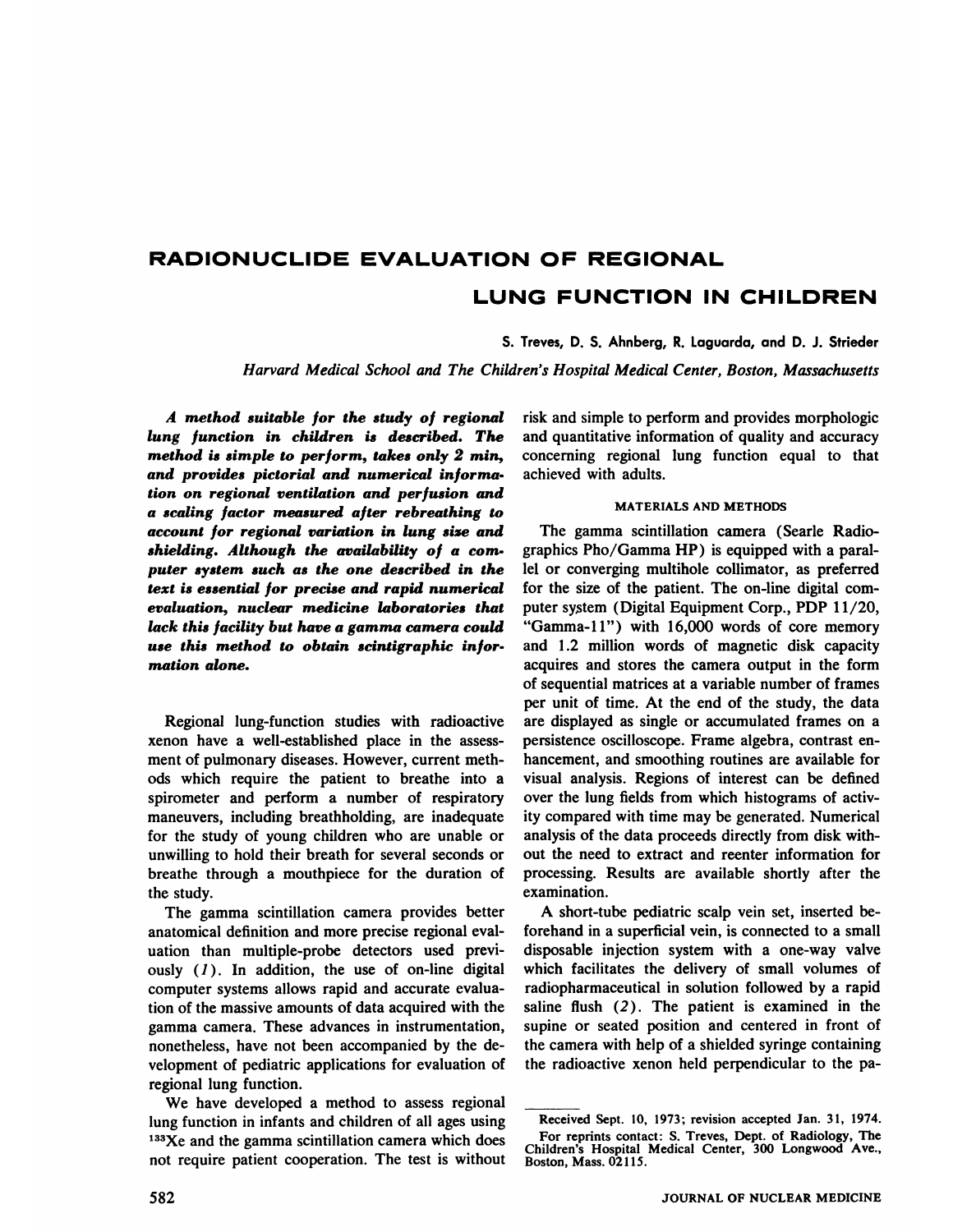# RADIONUCLIDE EVALUATION OF REGIONAL LUNG FUNCTION IN CHILDREN

S. Treves, D. S. Ahnberg, R. Laguarda, and D. J. Strieder

*Harvard Medical School and The Children's Hospital Medical Center, Boston, Massachusetts*

***A method suitable for the study of regional lung function in children is described. The method is simple to perform, takes only 2 min, and provides pictorial and numerical information on regional ventilation and perfusion and a scaling factor measured after rebreathing to account for regional variation in lung size and shielding. Although the availability of a computer system such as the one described in the text is essential for precise and rapid numerical evaluation, nuclear medicine laboratories that lack this facility but have a gamma camera could use this method to obtain scintigraphic information alone.***

Regional lung-function studies with radioactive xenon have a well-established place in the assessment of pulmonary diseases. However, current methods which require the patient to breathe into a spirometer and perform a number of respiratory maneuvers, including breathholding, are inadequate for the study of young children who are unable or unwilling to hold their breath for several seconds or breathe through a mouthpiece for the duration of the study.

The gamma scintillation camera provides better anatomical definition and more precise regional evaluation than multiple-probe detectors used previously (*1*). In addition, the use of on-line digital computer systems allows rapid and accurate evaluation of the massive amounts of data acquired with the gamma camera. These advances in instrumentation, nonetheless, have not been accompanied by the development of pediatric applications for evaluation of regional lung function.

We have developed a method to assess regional lung function in infants and children of all ages using $^{133}Xe$ and the gamma scintillation camera which does not require patient cooperation. The test is without risk and simple to perform and provides morphologic and quantitative information of quality and accuracy concerning regional lung function equal to that achieved with adults.

## MATERIALS AND METHODS

The gamma scintillation camera (Searle Radiographics Pho/Gamma HP) is equipped with a parallel or converging multihole collimator, as preferred for the size of the patient. The on-line digital computer system (Digital Equipment Corp., PDP 11/20, "Gamma-11") with 16,000 words of core memory and 1.2 million words of magnetic disk capacity acquires and stores the camera output in the form of sequential matrices at a variable number of frames per unit of time. At the end of the study, the data are displayed as single or accumulated frames on a persistence oscilloscope. Frame algebra, contrast enhancement, and smoothing routines are available for visual analysis. Regions of interest can be defined over the lung fields from which histograms of activity compared with time may be generated. Numerical analysis of the data proceeds directly from disk without the need to extract and reenter information for processing. Results are available shortly after the examination.

A short-tube pediatric scalp vein set, inserted beforehand in a superficial vein, is connected to a small disposable injection system with a one-way valve which facilitates the delivery of small volumes of radiopharmaceutical in solution followed by a rapid saline flush (*2*). The patient is examined in the supine or seated position and centered in front of the camera with help of a shielded syringe containing the radioactive xenon held perpendicular to the pa-

---

Received Sept. 10, 1973; revision accepted Jan. 31, 1974.

For reprints contact: S. Treves, Dept. of Radiology, The Children's Hospital Medical Center, 300 Longwood Ave., Boston, Mass. 02115.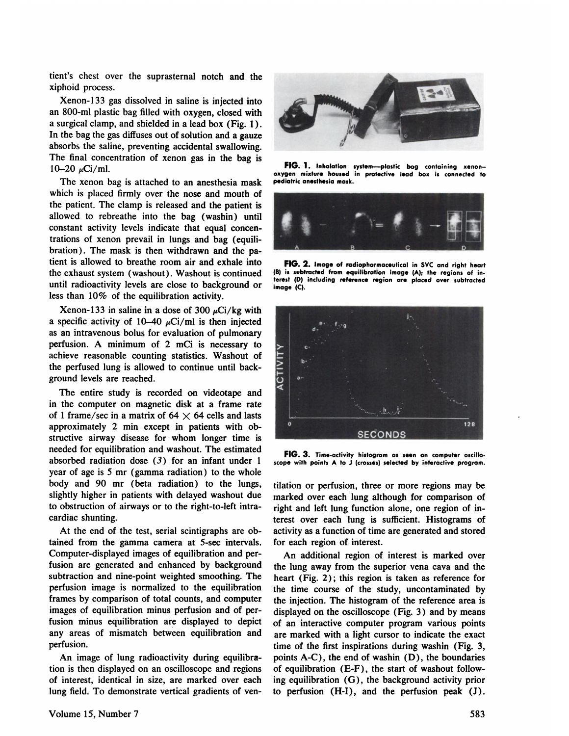tient's chest over the suprasternal notch and the xiphoid process.

Xenon-133 gas dissolved in saline is injected into an 800-ml plastic bag filled with oxygen, closed with a surgical clamp, and shielded in a lead box (Fig. 1). In the bag the gas diffuses out of solution and a gauze absorbs the saline, preventing accidental swallowing. The final concentration of xenon gas in the bag is 10–20 $\mu$Ci/ml.

The xenon bag is attached to an anesthesia mask which is placed firmly over the nose and mouth of the patient. The clamp is released and the patient is allowed to rebreathe into the bag (washin) until constant activity levels indicate that equal concentrations of xenon prevail in lungs and bag (equilibration). The mask is then withdrawn and the patient is allowed to breathe room air and exhale into the exhaust system (washout). Washout is continued until radioactivity levels are close to background or less than 10% of the equilibration activity.

Xenon-133 in saline in a dose of 300 $\mu$Ci/kg with a specific activity of 10–40 $\mu$Ci/ml is then injected as an intravenous bolus for evaluation of pulmonary perfusion. A minimum of 2 mCi is necessary to achieve reasonable counting statistics. Washout of the perfused lung is allowed to continue until background levels are reached.

The entire study is recorded on videotape and in the computer on magnetic disk at a frame rate of 1 frame/sec in a matrix of $64 \times 64$ cells and lasts approximately 2 min except in patients with obstructive airway disease for whom longer time is needed for equilibration and washout. The estimated absorbed radiation dose (*3*) for an infant under 1 year of age is 5 mr (gamma radiation) to the whole body and 90 mr (beta radiation) to the lungs, slightly higher in patients with delayed washout due to obstruction of airways or to the right-to-left intracardiac shunting.

At the end of the test, serial scintigraphs are obtained from the gamma camera at 5-sec intervals. Computer-displayed images of equilibration and perfusion are generated and enhanced by background subtraction and nine-point weighted smoothing. The perfusion image is normalized to the equilibration frames by comparison of total counts, and computer images of equilibration minus perfusion and of perfusion minus equilibration are displayed to depict any areas of mismatch between equilibration and perfusion.

An image of lung radioactivity during equilibration is then displayed on an oscilloscope and regions of interest, identical in size, are marked over each lung field. To demonstrate vertical gradients of ventilation or perfusion, three or more regions may be marked over each lung although for comparison of right and left lung function alone, one region of interest over each lung is sufficient. Histograms of activity as a function of time are generated and stored for each region of interest.

An additional region of interest is marked over the lung away from the superior vena cava and the heart (Fig. 2); this region is taken as reference for the time course of the study, uncontaminated by the injection. The histogram of the reference area is displayed on the oscilloscope (Fig. 3) and by means of an interactive computer program various points are marked with a light cursor to indicate the exact time of the first inspirations during washin (Fig. 3, points A-C), the end of washin (D), the boundaries of equilibration (E-F), the start of washout following equilibration (G), the background activity prior to perfusion (H-I), and the perfusion peak (J).

**FIG. 1.** Inhalation system—plastic bag containing xenon–oxygen mixture housed in protective lead box is connected to pediatric anesthesia mask.

**FIG. 2.** Image of radiopharmaceutical in SVC and right heart (B) is subtracted from equilibration image (A); the regions of interest (D) including reference region are placed over subtracted image (C).

**FIG. 3.** Time-activity histogram as seen on computer oscilloscope with points A to J (crosses) selected by interactive program.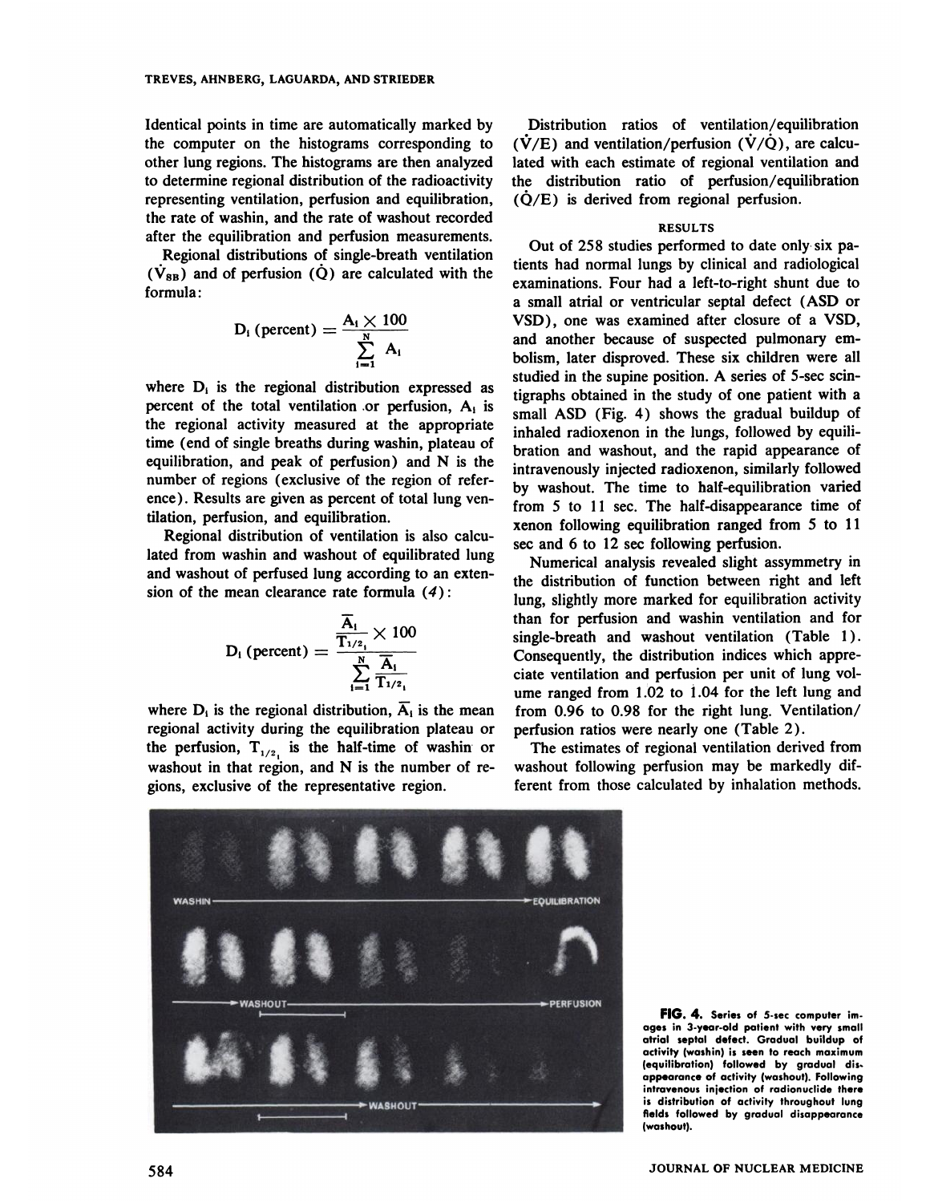Identical points in time are automatically marked by the computer on the histograms corresponding to other lung regions. The histograms are then analyzed to determine regional distribution of the radioactivity representing ventilation, perfusion and equilibration, the rate of washin, and the rate of washout recorded after the equilibration and perfusion measurements.

Regional distributions of single-breath ventilation ($\dot{V}_{SB}$) and of perfusion ($\dot{Q}$) are calculated with the formula:

$$D_i \text{ (percent)} = \frac{A_i \times 100}{\sum_{i=1}^{N} A_i}$$

where $D_i$ is the regional distribution expressed as percent of the total ventilation or perfusion, $A_i$ is the regional activity measured at the appropriate time (end of single breaths during washin, plateau of equilibration, and peak of perfusion) and N is the number of regions (exclusive of the region of reference). Results are given as percent of total lung ventilation, perfusion, and equilibration.

Regional distribution of ventilation is also calculated from washin and washout of equilibrated lung and washout of perfused lung according to an extension of the mean clearance rate formula (*4*):

$$D_i \text{ (percent)} = \frac{\frac{\overline{A}_i}{T_{1/2_i}} \times 100}{\sum_{i=1}^{N} \frac{\overline{A}_i}{T_{1/2_i}}}$$

where $D_i$ is the regional distribution, $\overline{A}_i$ is the mean regional activity during the equilibration plateau or the perfusion, $T_{1/2_i}$ is the half-time of washin or washout in that region, and N is the number of regions, exclusive of the representative region.

Distribution ratios of ventilation/equilibration ($\dot{V}/E$) and ventilation/perfusion ($\dot{V}/\dot{Q}$), are calculated with each estimate of regional ventilation and the distribution ratio of perfusion/equilibration ($\dot{Q}/E$) is derived from regional perfusion.

## RESULTS

Out of 258 studies performed to date only six patients had normal lungs by clinical and radiological examinations. Four had a left-to-right shunt due to a small atrial or ventricular septal defect (ASD or VSD), one was examined after closure of a VSD, and another because of suspected pulmonary embolism, later disproved. These six children were all studied in the supine position. A series of 5-sec scintigraphs obtained in the study of one patient with a small ASD (Fig. 4) shows the gradual buildup of inhaled radioxenon in the lungs, followed by equilibration and washout, and the rapid appearance of intravenously injected radioxenon, similarly followed by washout. The time to half-equilibration varied from 5 to 11 sec. The half-disappearance time of xenon following equilibration ranged from 5 to 11 sec and 6 to 12 sec following perfusion.

Numerical analysis revealed slight assymmetry in the distribution of function between right and left lung, slightly more marked for equilibration activity than for perfusion and washin ventilation and for single-breath and washout ventilation (Table 1). Consequently, the distribution indices which appreciate ventilation and perfusion per unit of lung volume ranged from 1.02 to 1.04 for the left lung and from 0.96 to 0.98 for the right lung. Ventilation/perfusion ratios were nearly one (Table 2).

The estimates of regional ventilation derived from washout following perfusion may be markedly different from those calculated by inhalation methods.

**FIG. 4.** Series of 5-sec computer images in 3-year-old patient with very small atrial septal defect. Gradual buildup of activity (washin) is seen to reach maximum (equilibration) followed by gradual disappearance of activity (washout). Following intravenous injection of radionuclide there is distribution of activity throughout lung fields followed by gradual disappearance (washout).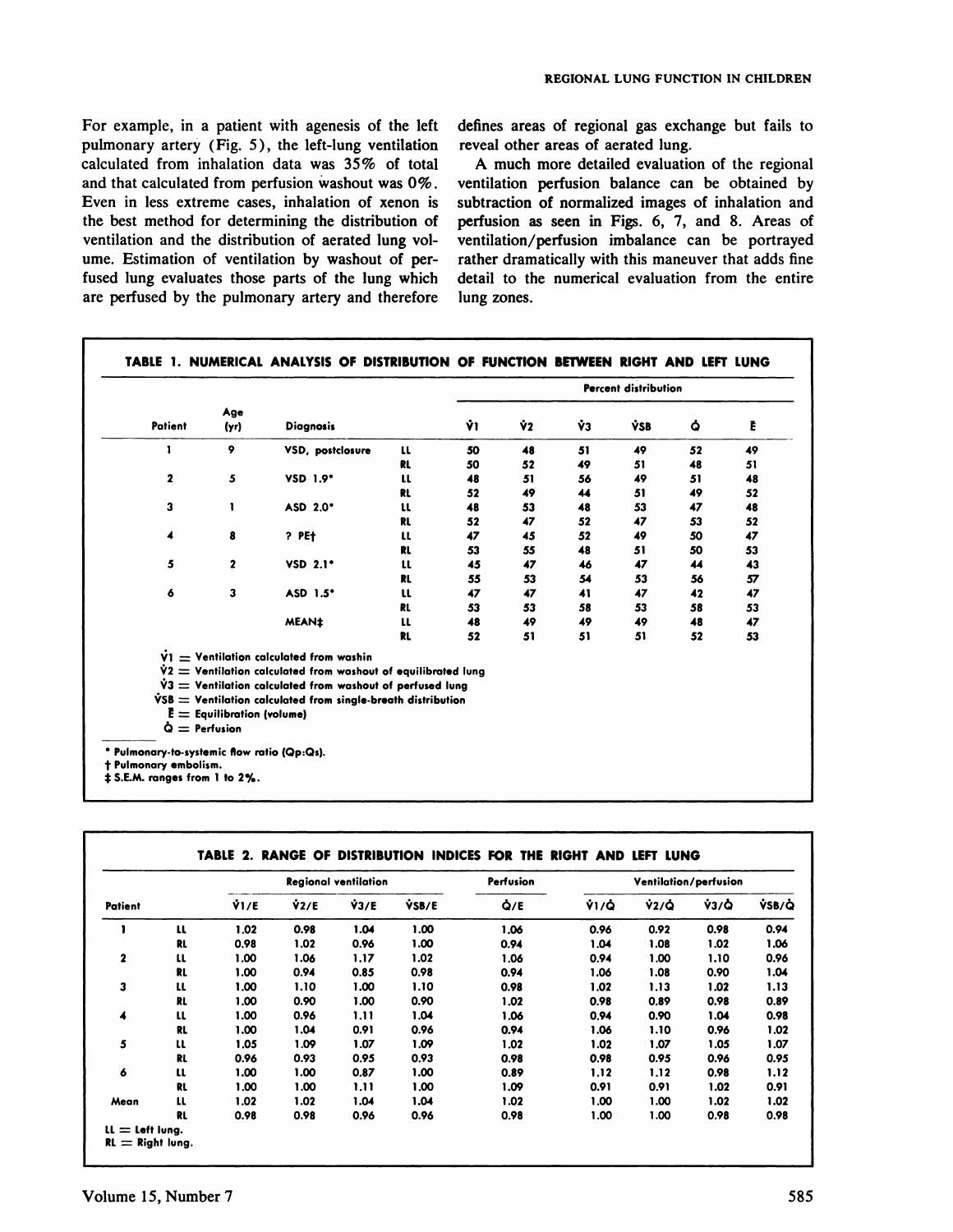For example, in a patient with agenesis of the left pulmonary artery (Fig. 5), the left-lung ventilation calculated from inhalation data was 35% of total and that calculated from perfusion washout was 0%. Even in less extreme cases, inhalation of xenon is the best method for determining the distribution of ventilation and the distribution of aerated lung volume. Estimation of ventilation by washout of perfused lung evaluates those parts of the lung which are perfused by the pulmonary artery and therefore defines areas of regional gas exchange but fails to reveal other areas of aerated lung.

A much more detailed evaluation of the regional ventilation perfusion balance can be obtained by subtraction of normalized images of inhalation and perfusion as seen in Figs. 6, 7, and 8. Areas of ventilation/perfusion imbalance can be portrayed rather dramatically with this maneuver that adds fine detail to the numerical evaluation from the entire lung zones.

**TABLE 1. NUMERICAL ANALYSIS OF DISTRIBUTION OF FUNCTION BETWEEN RIGHT AND LEFT LUNG**

| Patient | Age (yr) | Diagnosis | | Percent distribution | | | | | |
|---|---|---|---|---|---|---|---|---|---|
| | | | | $\dot{V}1$ | $\dot{V}2$ | $\dot{V}3$ | $\dot{V}SB$ | $\dot{Q}$ | $\bar{E}$ |
| 1 | 9 | VSD, postclosure | LL | 50 | 48 | 51 | 49 | 52 | 49 |
| | | | RL | 50 | 52 | 49 | 51 | 48 | 51 |
| 2 | 5 | VSD 1.9* | LL | 48 | 51 | 56 | 49 | 51 | 48 |
| | | | RL | 52 | 49 | 44 | 51 | 49 | 52 |
| 3 | 1 | ASD 2.0* | LL | 48 | 53 | 48 | 53 | 47 | 48 |
| | | | RL | 52 | 47 | 52 | 47 | 53 | 52 |
| 4 | 8 | ? PE† | LL | 47 | 45 | 52 | 49 | 50 | 47 |
| | | | RL | 53 | 55 | 48 | 51 | 50 | 53 |
| 5 | 2 | VSD 2.1* | LL | 45 | 47 | 46 | 47 | 44 | 43 |
| | | | RL | 55 | 53 | 54 | 53 | 56 | 57 |
| 6 | 3 | ASD 1.5* | LL | 47 | 47 | 41 | 47 | 42 | 47 |
| | | | RL | 53 | 53 | 58 | 53 | 58 | 53 |
| | | MEAN‡ | LL | 48 | 49 | 49 | 49 | 48 | 47 |
| | | | RL | 52 | 51 | 51 | 51 | 52 | 53 |

$\dot{V}1$ = Ventilation calculated from washin
$\dot{V}2$ = Ventilation calculated from washout of equilibrated lung
$\dot{V}3$ = Ventilation calculated from washout of perfused lung
$\dot{V}SB$ = Ventilation calculated from single-breath distribution
$\bar{E}$ = Equilibration (volume)
$\dot{Q}$ = Perfusion

\* Pulmonary-to-systemic flow ratio (Qp:Qs).
† Pulmonary embolism.
‡ S.E.M. ranges from 1 to 2%.

**TABLE 2. RANGE OF DISTRIBUTION INDICES FOR THE RIGHT AND LEFT LUNG**

| Patient | | Regional ventilation | | | | Perfusion | Ventilation/perfusion | | | |
|---|---|---|---|---|---|---|---|---|---|---|
| | | $\dot{V}1/\bar{E}$ | $\dot{V}2/\bar{E}$ | $\dot{V}3/\bar{E}$ | $\dot{V}SB/\bar{E}$ | $\dot{Q}/\bar{E}$ | $\dot{V}1/\dot{Q}$ | $\dot{V}2/\dot{Q}$ | $\dot{V}3/\dot{Q}$ | $\dot{V}SB/\dot{Q}$ |
| 1 | LL | 1.02 | 0.98 | 1.04 | 1.00 | 1.06 | 0.96 | 0.92 | 0.98 | 0.94 |
| | RL | 0.98 | 1.02 | 0.96 | 1.00 | 0.94 | 1.04 | 1.08 | 1.02 | 1.06 |
| 2 | LL | 1.00 | 1.06 | 1.17 | 1.02 | 1.06 | 0.94 | 1.00 | 1.10 | 0.96 |
| | RL | 1.00 | 0.94 | 0.85 | 0.98 | 0.94 | 1.06 | 1.08 | 0.90 | 1.04 |
| 3 | LL | 1.00 | 1.10 | 1.00 | 1.10 | 0.98 | 1.02 | 1.13 | 1.02 | 1.13 |
| | RL | 1.00 | 0.90 | 1.00 | 0.90 | 1.02 | 0.98 | 0.89 | 0.98 | 0.89 |
| 4 | LL | 1.00 | 0.96 | 1.11 | 1.04 | 1.06 | 0.94 | 0.90 | 1.04 | 0.98 |
| | RL | 1.00 | 1.04 | 0.91 | 0.96 | 0.94 | 1.06 | 1.10 | 0.96 | 1.02 |
| 5 | LL | 1.05 | 1.09 | 1.07 | 1.09 | 1.02 | 1.02 | 1.07 | 1.05 | 1.07 |
| | RL | 0.96 | 0.93 | 0.95 | 0.93 | 0.98 | 0.98 | 0.95 | 0.96 | 0.95 |
| 6 | LL | 1.00 | 1.00 | 0.87 | 1.00 | 0.89 | 1.12 | 1.12 | 0.98 | 1.12 |
| | RL | 1.00 | 1.00 | 1.11 | 1.00 | 1.09 | 0.91 | 0.91 | 1.02 | 0.91 |
| Mean | LL | 1.02 | 1.02 | 1.04 | 1.04 | 1.02 | 1.00 | 1.00 | 1.02 | 1.02 |
| | RL | 0.98 | 0.98 | 0.96 | 0.96 | 0.98 | 1.00 | 1.00 | 0.98 | 0.98 |

LL = Left lung.
RL = Right lung.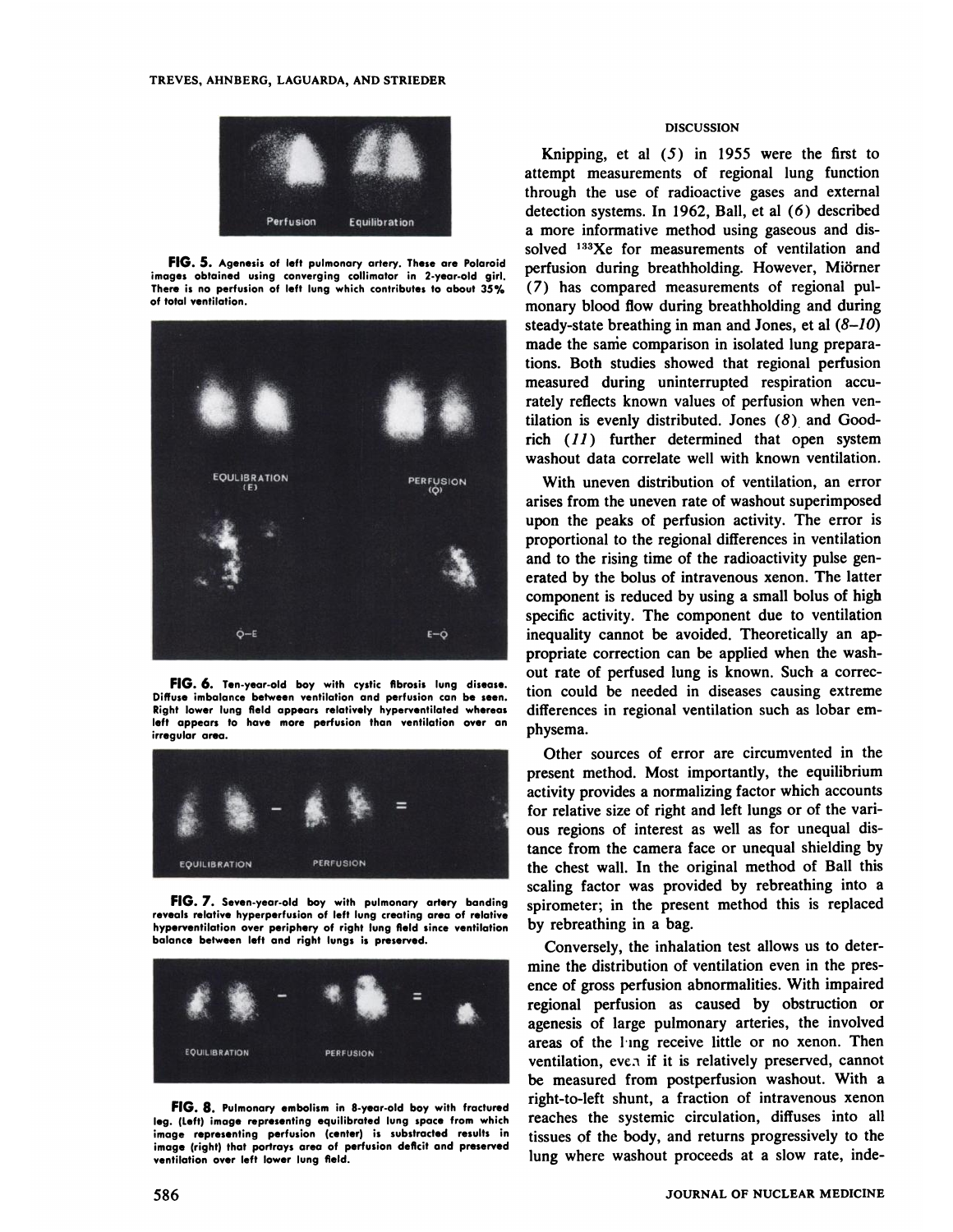FIG. 5. Agenesis of left pulmonary artery. These are Polaroid images obtained using converging collimator in 2-year-old girl. There is no perfusion of left lung which contributes to about 35% of total ventilation.

FIG. 6. Ten-year-old boy with cystic fibrosis lung disease. Diffuse imbalance between ventilation and perfusion can be seen. Right lower lung field appears relatively hyperventilated whereas left appears to have more perfusion than ventilation over an irregular area.

FIG. 7. Seven-year-old boy with pulmonary artery banding reveals relative hyperperfusion of left lung creating area of relative hyperventilation over periphery of right lung field since ventilation balance between left and right lungs is preserved.

FIG. 8. Pulmonary embolism in 8-year-old boy with fractured leg. (Left) image representing equilibrated lung space from which image representing perfusion (center) is substracted results in image (right) that portrays area of perfusion deficit and preserved ventilation over left lower lung field.

## DISCUSSION

Knipping, et al (5) in 1955 were the first to attempt measurements of regional lung function through the use of radioactive gases and external detection systems. In 1962, Ball, et al (6) described a more informative method using gaseous and dissolved $^{133}$Xe for measurements of ventilation and perfusion during breathholding. However, Miörner (7) has compared measurements of regional pulmonary blood flow during breathholding and during steady-state breathing in man and Jones, et al (8–10) made the same comparison in isolated lung preparations. Both studies showed that regional perfusion measured during uninterrupted respiration accurately reflects known values of perfusion when ventilation is evenly distributed. Jones (8) and Goodrich (11) further determined that open system washout data correlate well with known ventilation.

With uneven distribution of ventilation, an error arises from the uneven rate of washout superimposed upon the peaks of perfusion activity. The error is proportional to the regional differences in ventilation and to the rising time of the radioactivity pulse generated by the bolus of intravenous xenon. The latter component is reduced by using a small bolus of high specific activity. The component due to ventilation inequality cannot be avoided. Theoretically an appropriate correction can be applied when the washout rate of perfused lung is known. Such a correction could be needed in diseases causing extreme differences in regional ventilation such as lobar emphysema.

Other sources of error are circumvented in the present method. Most importantly, the equilibrium activity provides a normalizing factor which accounts for relative size of right and left lungs or of the various regions of interest as well as for unequal distance from the camera face or unequal shielding by the chest wall. In the original method of Ball this scaling factor was provided by rebreathing into a spirometer; in the present method this is replaced by rebreathing in a bag.

Conversely, the inhalation test allows us to determine the distribution of ventilation even in the presence of gross perfusion abnormalities. With impaired regional perfusion as caused by obstruction or agenesis of large pulmonary arteries, the involved areas of the lung receive little or no xenon. Then ventilation, even if it is relatively preserved, cannot be measured from postperfusion washout. With a right-to-left shunt, a fraction of intravenous xenon reaches the systemic circulation, diffuses into all tissues of the body, and returns progressively to the lung where washout proceeds at a slow rate, inde-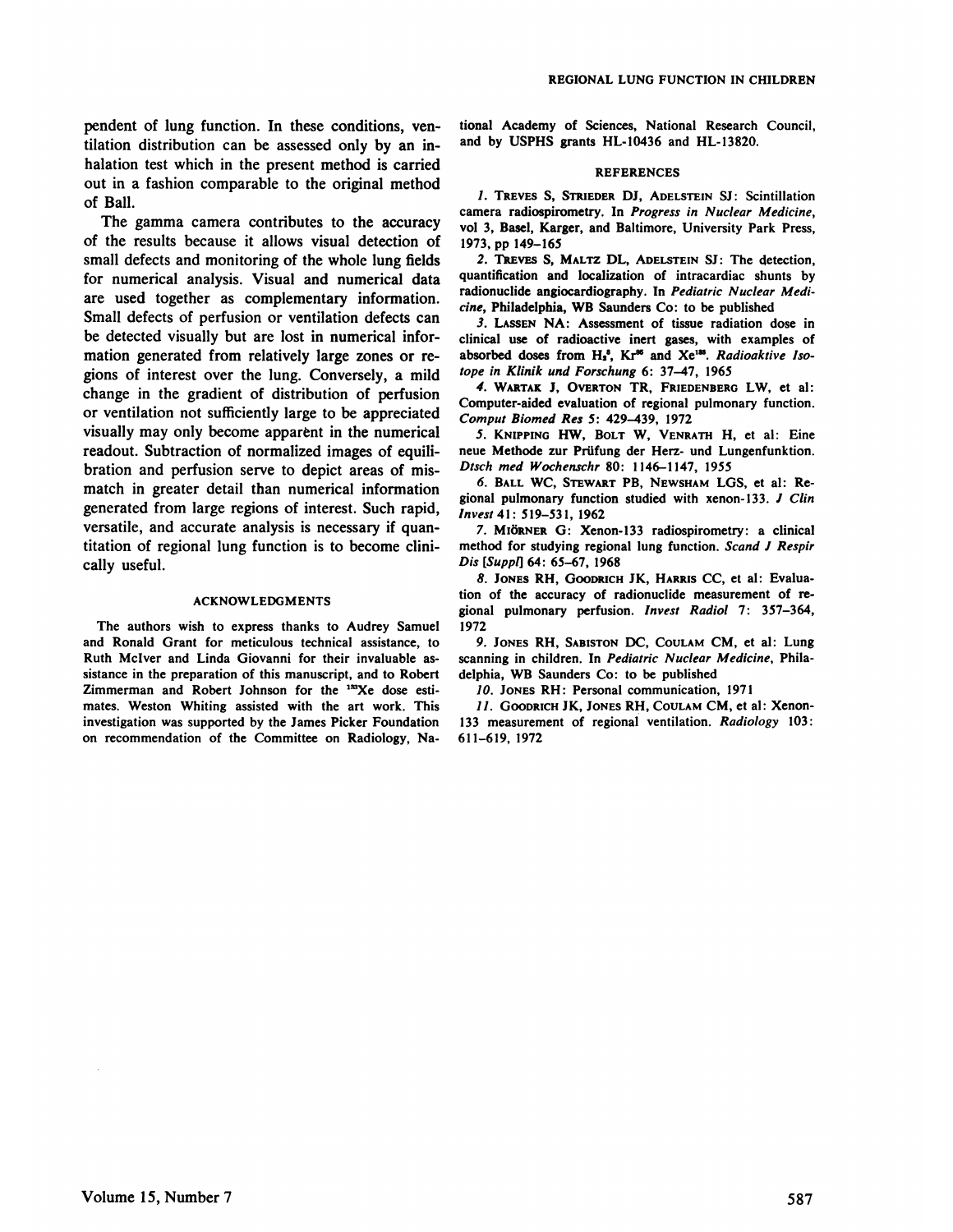pendent of lung function. In these conditions, ventilation distribution can be assessed only by an inhalation test which in the present method is carried out in a fashion comparable to the original method of Ball.

The gamma camera contributes to the accuracy of the results because it allows visual detection of small defects and monitoring of the whole lung fields for numerical analysis. Visual and numerical data are used together as complementary information. Small defects of perfusion or ventilation defects can be detected visually but are lost in numerical information generated from relatively large zones or regions of interest over the lung. Conversely, a mild change in the gradient of distribution of perfusion or ventilation not sufficiently large to be appreciated visually may only become apparent in the numerical readout. Subtraction of normalized images of equilibration and perfusion serve to depict areas of mismatch in greater detail than numerical information generated from large regions of interest. Such rapid, versatile, and accurate analysis is necessary if quantitation of regional lung function is to become clinically useful.

## ACKNOWLEDGMENTS

The authors wish to express thanks to Audrey Samuel and Ronald Grant for meticulous technical assistance, to Ruth McIver and Linda Giovanni for their invaluable assistance in the preparation of this manuscript, and to Robert Zimmerman and Robert Johnson for the $^{133}$Xe dose estimates. Weston Whiting assisted with the art work. This investigation was supported by the James Picker Foundation on recommendation of the Committee on Radiology, National Academy of Sciences, National Research Council, and by USPHS grants HL-10436 and HL-13820.

## REFERENCES

1. TREVES S, STRIEDER DJ, ADELSTEIN SJ: Scintillation camera radiospirometry. In *Progress in Nuclear Medicine*, vol 3, Basel, Karger, and Baltimore, University Park Press, 1973, pp 149–165

2. TREVES S, MALTZ DL, ADELSTEIN SJ: The detection, quantification and localization of intracardiac shunts by radionuclide angiocardiography. In *Pediatric Nuclear Medicine*, Philadelphia, WB Saunders Co: to be published

3. LASSEN NA: Assessment of tissue radiation dose in clinical use of radioactive inert gases, with examples of absorbed doses from $H_2^3$, $Kr^{85}$ and $Xe^{133}$. *Radioaktive Isotope in Klinik und Forschung* 6: 37–47, 1965

4. WARTAK J, OVERTON TR, FRIEDENBERG LW, et al: Computer-aided evaluation of regional pulmonary function. *Comput Biomed Res* 5: 429–439, 1972

5. KNIPPING HW, BOLT W, VENRATH H, et al: Eine neue Methode zur Prüfung der Herz- und Lungenfunktion. *Dtsch med Wochenschr* 80: 1146–1147, 1955

6. BALL WC, STEWART PB, NEWSHAM LGS, et al: Regional pulmonary function studied with xenon-133. *J Clin Invest* 41: 519–531, 1962

7. MIÖRNER G: Xenon-133 radiospirometry: a clinical method for studying regional lung function. *Scand J Respir Dis [Suppl]* 64: 65–67, 1968

8. JONES RH, GOODRICH JK, HARRIS CC, et al: Evaluation of the accuracy of radionuclide measurement of regional pulmonary perfusion. *Invest Radiol* 7: 357–364, 1972

9. JONES RH, SABISTON DC, COULAM CM, et al: Lung scanning in children. In *Pediatric Nuclear Medicine*, Philadelphia, WB Saunders Co: to be published

10. JONES RH: Personal communication, 1971

11. GOODRICH JK, JONES RH, COULAM CM, et al: Xenon-133 measurement of regional ventilation. *Radiology* 103: 611–619, 1972